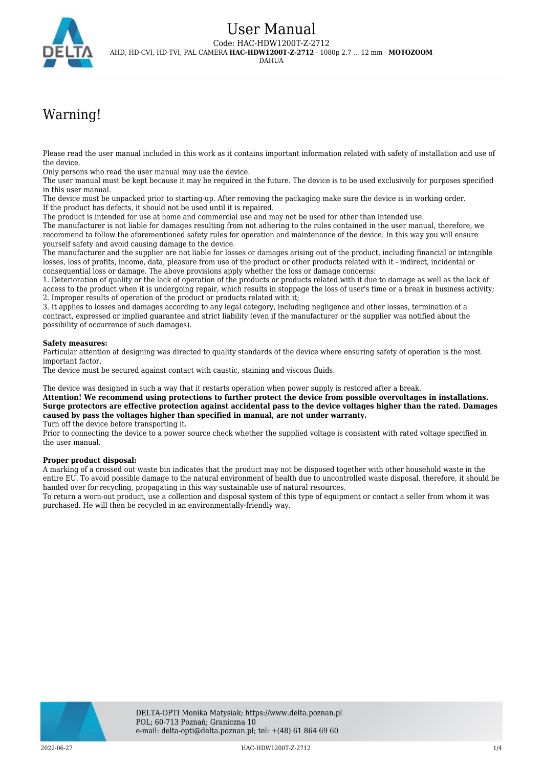# User Manual

Code: HAC-HDW1200T-Z-2712

AHD, HD-CVI, HD-TVI, PAL CAMERA **HAC-HDW1200T-Z-2712** - 1080p 2.7 ... 12 mm - **MOTOZOOM**

DAHUA

## Warning!

Please read the user manual included in this work as it contains important information related with safety of installation and use of the device.
Only persons who read the user manual may use the device.
The user manual must be kept because it may be required in the future. The device is to be used exclusively for purposes specified in this user manual.
The device must be unpacked prior to starting-up. After removing the packaging make sure the device is in working order.
If the product has defects, it should not be used until it is repaired.
The product is intended for use at home and commercial use and may not be used for other than intended use.
The manufacturer is not liable for damages resulting from not adhering to the rules contained in the user manual, therefore, we recommend to follow the aforementioned safety rules for operation and maintenance of the device. In this way you will ensure yourself safety and avoid causing damage to the device.
The manufacturer and the supplier are not liable for losses or damages arising out of the product, including financial or intangible losses, loss of profits, income, data, pleasure from use of the product or other products related with it - indirect, incidental or consequential loss or damage. The above provisions apply whether the loss or damage concerns:
1. Deterioration of quality or the lack of operation of the products or products related with it due to damage as well as the lack of access to the product when it is undergoing repair, which results in stoppage the loss of user's time or a break in business activity;
2. Improper results of operation of the product or products related with it;
3. It applies to losses and damages according to any legal category, including negligence and other losses, termination of a contract, expressed or implied guarantee and strict liability (even if the manufacturer or the supplier was notified about the possibility of occurrence of such damages).

**Safety measures:**
Particular attention at designing was directed to quality standards of the device where ensuring safety of operation is the most important factor.
The device must be secured against contact with caustic, staining and viscous fluids.

The device was designed in such a way that it restarts operation when power supply is restored after a break.
**Attention! We recommend using protections to further protect the device from possible overvoltages in installations. Surge protectors are effective protection against accidental pass to the device voltages higher than the rated. Damages caused by pass the voltages higher than specified in manual, are not under warranty.**
Turn off the device before transporting it.
Prior to connecting the device to a power source check whether the supplied voltage is consistent with rated voltage specified in the user manual.

**Proper product disposal:**
A marking of a crossed out waste bin indicates that the product may not be disposed together with other household waste in the entire EU. To avoid possible damage to the natural environment of health due to uncontrolled waste disposal, therefore, it should be handed over for recycling, propagating in this way sustainable use of natural resources.
To return a worn-out product, use a collection and disposal system of this type of equipment or contact a seller from whom it was purchased. He will then be recycled in an environmentally-friendly way.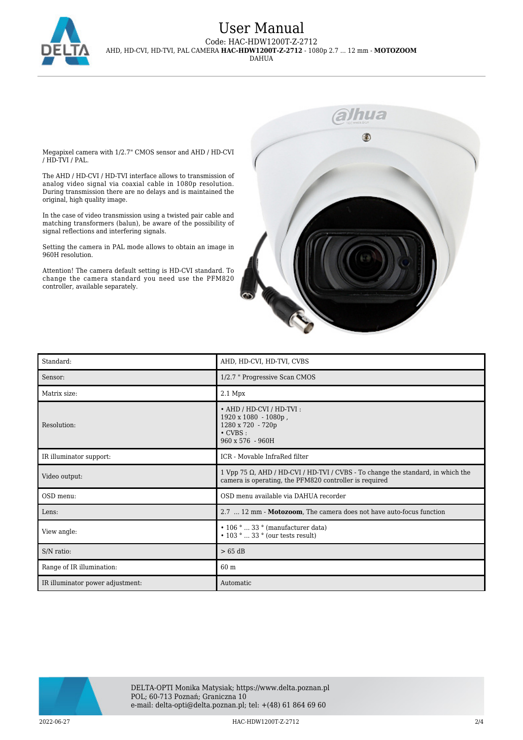Megapixel camera with 1/2.7" CMOS sensor and AHD / HD-CVI / HD-TVI / PAL.

The AHD / HD-CVI / HD-TVI interface allows to transmission of analog video signal via coaxial cable in 1080p resolution. During transmission there are no delays and is maintained the original, high quality image.

In the case of video transmission using a twisted pair cable and matching transformers (balun), be aware of the possibility of signal reflections and interfering signals.

Setting the camera in PAL mode allows to obtain an image in 960H resolution.

Attention! The camera default setting is HD-CVI standard. To change the camera standard you need use the PFM820 controller, available separately.

| Standard: | AHD, HD-CVI, HD-TVI, CVBS |
|---|---|
| Sensor: | 1/2.7 " Progressive Scan CMOS |
| Matrix size: | 2.1 Mpx |
| Resolution: | • AHD / HD-CVI / HD-TVI :<br>1920 x 1080 - 1080p ,<br>1280 x 720 - 720p<br>• CVBS :<br>960 x 576 - 960H |
| IR illuminator support: | ICR - Movable InfraRed filter |
| Video output: | 1 Vpp 75 Ω, AHD / HD-CVI / HD-TVI / CVBS - To change the standard, in which the camera is operating, the PFM820 controller is required |
| OSD menu: | OSD menu available via DAHUA recorder |
| Lens: | 2.7 ... 12 mm - **Motozoom**, The camera does not have auto-focus function |
| View angle: | • 106 ° ... 33 ° (manufacturer data)<br>• 103 ° ... 33 ° (our tests result) |
| S/N ratio: | > 65 dB |
| Range of IR illumination: | 60 m |
| IR illuminator power adjustment: | Automatic |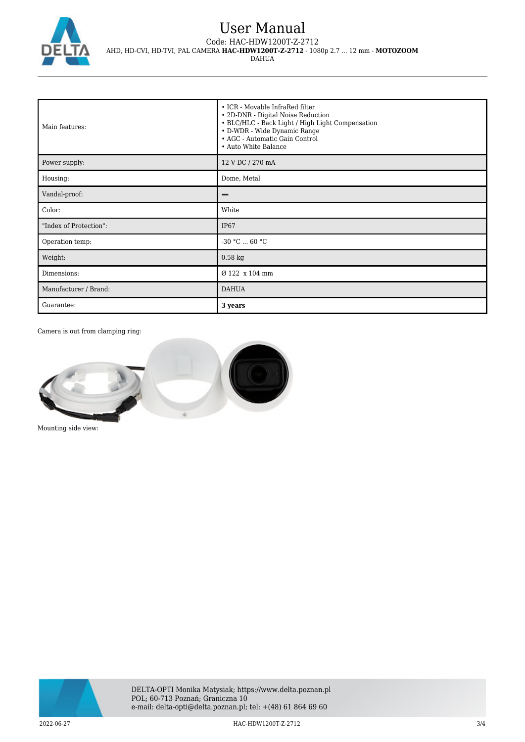| Main features: | • ICR - Movable InfraRed filter<br>• 2D-DNR - Digital Noise Reduction<br>• BLC/HLC - Back Light / High Light Compensation<br>• D-WDR - Wide Dynamic Range<br>• AGC - Automatic Gain Control<br>• Auto White Balance |
|---|---|
| Power supply: | 12 V DC / 270 mA |
| Housing: | Dome, Metal |
| Vandal-proof: | – |
| Color: | White |
| "Index of Protection": | IP67 |
| Operation temp: | -30 °C ... 60 °C |
| Weight: | 0.58 kg |
| Dimensions: | Ø 122 x 104 mm |
| Manufacturer / Brand: | DAHUA |
| Guarantee: | **3 years** |

Camera is out from clamping ring:

Mounting side view: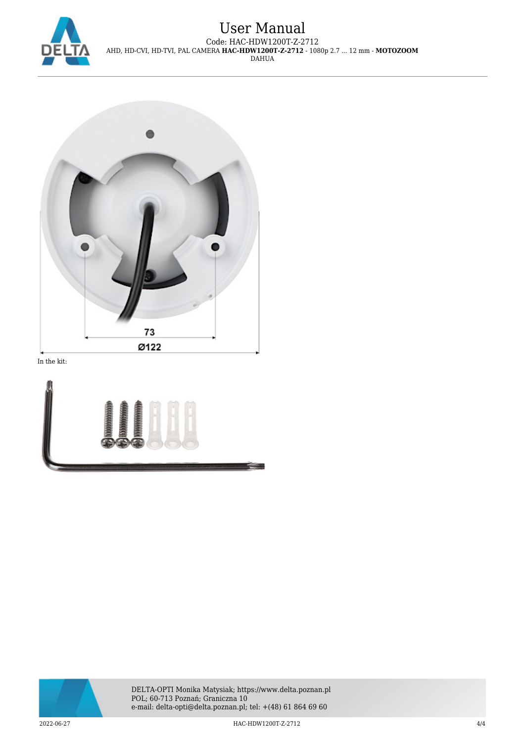73

Ø122

In the kit: